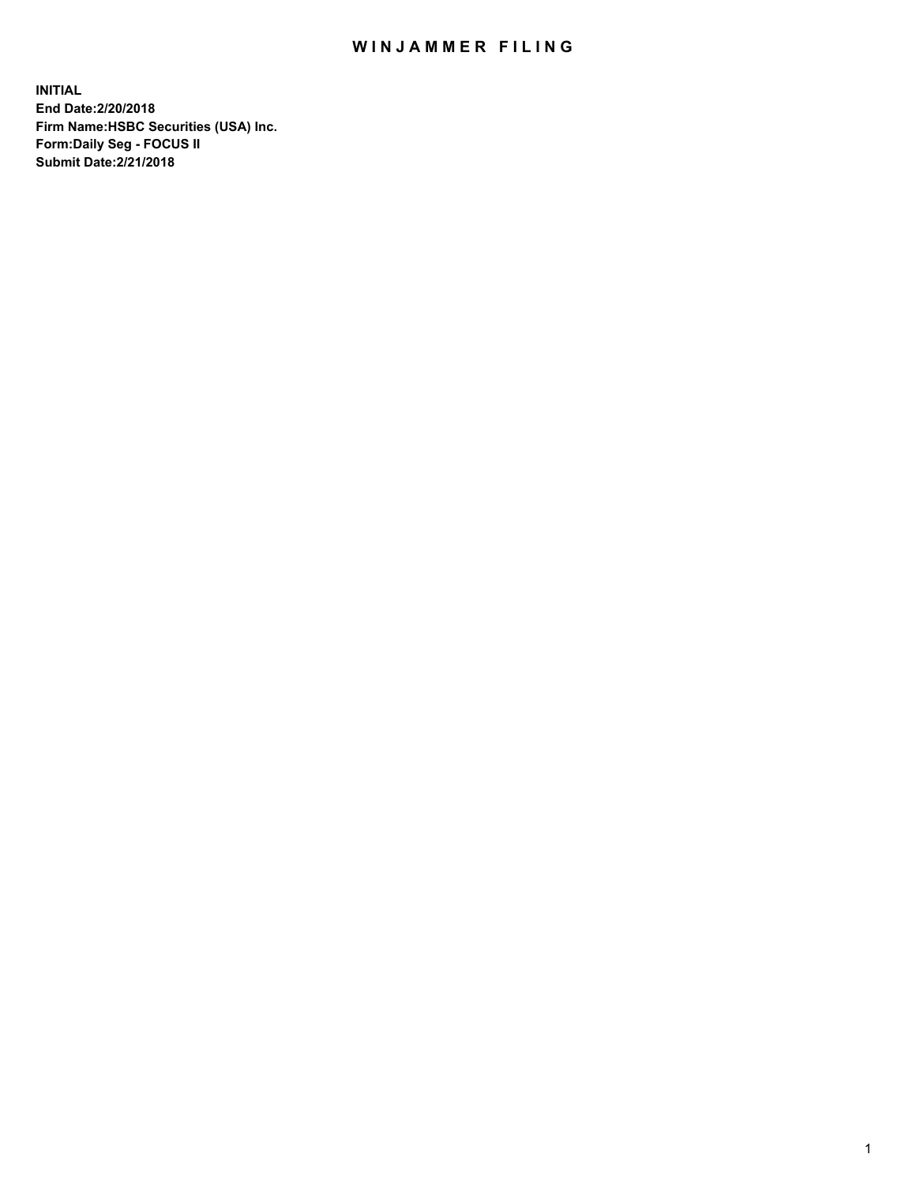# WINJAMMER FILING

**INITIAL**
**End Date:2/20/2018**
**Firm Name:HSBC Securities (USA) Inc.**
**Form:Daily Seg - FOCUS II**
**Submit Date:2/21/2018**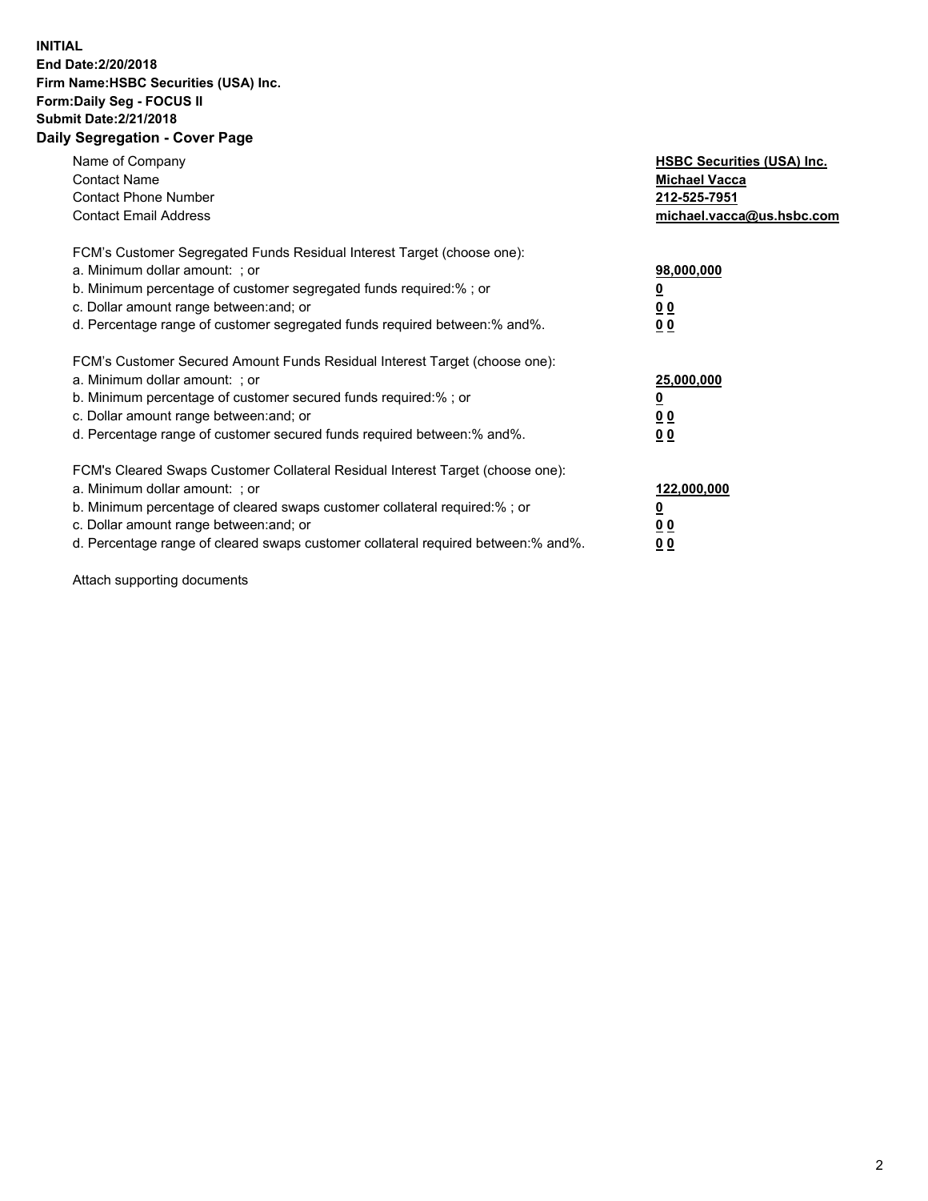**INITIAL**
**End Date:2/20/2018**
**Firm Name:HSBC Securities (USA) Inc.**
**Form:Daily Seg - FOCUS II**
**Submit Date:2/21/2018**

## Daily Segregation - Cover Page

| | |
|---|---|
| Name of Company | **HSBC Securities (USA) Inc.** |
| Contact Name | **Michael Vacca** |
| Contact Phone Number | **212-525-7951** |
| Contact Email Address | **michael.vacca@us.hsbc.com** |

| | |
|---|---|
| FCM's Customer Segregated Funds Residual Interest Target (choose one): | |
| a. Minimum dollar amount: ; or | **98,000,000** |
| b. Minimum percentage of customer segregated funds required:% ; or | **0** |
| c. Dollar amount range between:and; or | **0 0** |
| d. Percentage range of customer segregated funds required between:% and%. | **0 0** |

| | |
|---|---|
| FCM's Customer Secured Amount Funds Residual Interest Target (choose one): | |
| a. Minimum dollar amount: ; or | **25,000,000** |
| b. Minimum percentage of customer secured funds required:% ; or | **0** |
| c. Dollar amount range between:and; or | **0 0** |
| d. Percentage range of customer secured funds required between:% and%. | **0 0** |

| | |
|---|---|
| FCM's Cleared Swaps Customer Collateral Residual Interest Target (choose one): | |
| a. Minimum dollar amount: ; or | **122,000,000** |
| b. Minimum percentage of cleared swaps customer collateral required:% ; or | **0** |
| c. Dollar amount range between:and; or | **0 0** |
| d. Percentage range of cleared swaps customer collateral required between:% and%. | **0 0** |

Attach supporting documents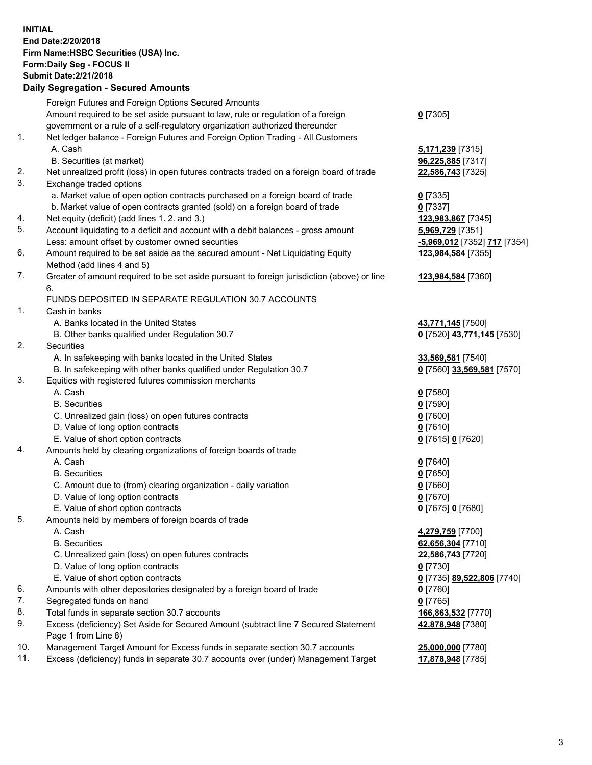**INITIAL**
**End Date:2/20/2018**
**Firm Name:HSBC Securities (USA) Inc.**
**Form:Daily Seg - FOCUS II**
**Submit Date:2/21/2018**

**Daily Segregation - Secured Amounts**

| | | |
|---|---|---|
| | Foreign Futures and Foreign Options Secured Amounts | |
| | Amount required to be set aside pursuant to law, rule or regulation of a foreign government or a rule of a self-regulatory organization authorized thereunder | **0** [7305] |
| 1. | Net ledger balance - Foreign Futures and Foreign Option Trading - All Customers | |
| | A. Cash | **5,171,239** [7315] |
| | B. Securities (at market) | **96,225,885** [7317] |
| 2. | Net unrealized profit (loss) in open futures contracts traded on a foreign board of trade | **22,586,743** [7325] |
| 3. | Exchange traded options | |
| | a. Market value of open option contracts purchased on a foreign board of trade | **0** [7335] |
| | b. Market value of open contracts granted (sold) on a foreign board of trade | **0** [7337] |
| 4. | Net equity (deficit) (add lines 1. 2. and 3.) | **123,983,867** [7345] |
| 5. | Account liquidating to a deficit and account with a debit balances - gross amount | **5,969,729** [7351] |
| | Less: amount offset by customer owned securities | **-5,969,012** [7352] **717** [7354] |
| 6. | Amount required to be set aside as the secured amount - Net Liquidating Equity Method (add lines 4 and 5) | **123,984,584** [7355] |
| 7. | Greater of amount required to be set aside pursuant to foreign jurisdiction (above) or line 6. | **123,984,584** [7360] |
| | FUNDS DEPOSITED IN SEPARATE REGULATION 30.7 ACCOUNTS | |
| 1. | Cash in banks | |
| | A. Banks located in the United States | **43,771,145** [7500] |
| | B. Other banks qualified under Regulation 30.7 | **0** [7520] **43,771,145** [7530] |
| 2. | Securities | |
| | A. In safekeeping with banks located in the United States | **33,569,581** [7540] |
| | B. In safekeeping with other banks qualified under Regulation 30.7 | **0** [7560] **33,569,581** [7570] |
| 3. | Equities with registered futures commission merchants | |
| | A. Cash | **0** [7580] |
| | B. Securities | **0** [7590] |
| | C. Unrealized gain (loss) on open futures contracts | **0** [7600] |
| | D. Value of long option contracts | **0** [7610] |
| | E. Value of short option contracts | **0** [7615] **0** [7620] |
| 4. | Amounts held by clearing organizations of foreign boards of trade | |
| | A. Cash | **0** [7640] |
| | B. Securities | **0** [7650] |
| | C. Amount due to (from) clearing organization - daily variation | **0** [7660] |
| | D. Value of long option contracts | **0** [7670] |
| | E. Value of short option contracts | **0** [7675] **0** [7680] |
| 5. | Amounts held by members of foreign boards of trade | |
| | A. Cash | **4,279,759** [7700] |
| | B. Securities | **62,656,304** [7710] |
| | C. Unrealized gain (loss) on open futures contracts | **22,586,743** [7720] |
| | D. Value of long option contracts | **0** [7730] |
| | E. Value of short option contracts | **0** [7735] **89,522,806** [7740] |
| 6. | Amounts with other depositories designated by a foreign board of trade | **0** [7760] |
| 7. | Segregated funds on hand | **0** [7765] |
| 8. | Total funds in separate section 30.7 accounts | **166,863,532** [7770] |
| 9. | Excess (deficiency) Set Aside for Secured Amount (subtract line 7 Secured Statement Page 1 from Line 8) | **42,878,948** [7380] |
| 10. | Management Target Amount for Excess funds in separate section 30.7 accounts | **25,000,000** [7780] |
| 11. | Excess (deficiency) funds in separate 30.7 accounts over (under) Management Target | **17,878,948** [7785] |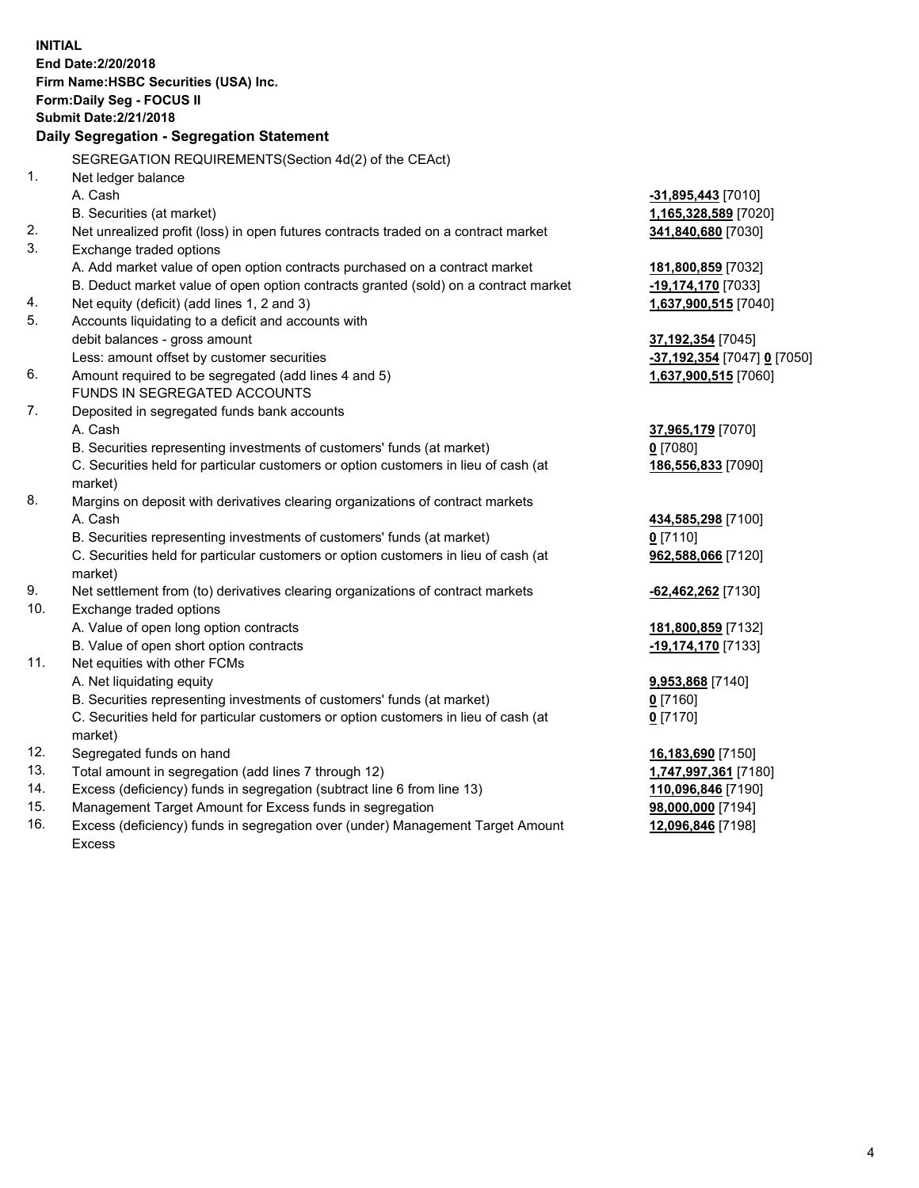**INITIAL**
**End Date:2/20/2018**
**Firm Name:HSBC Securities (USA) Inc.**
**Form:Daily Seg - FOCUS II**
**Submit Date:2/21/2018**

## Daily Segregation - Segregation Statement

| | | |
|---|---|---|
| | SEGREGATION REQUIREMENTS(Section 4d(2) of the CEAct) | |
| 1. | Net ledger balance | |
| | A. Cash | **-31,895,443** [7010] |
| | B. Securities (at market) | **1,165,328,589** [7020] |
| 2. | Net unrealized profit (loss) in open futures contracts traded on a contract market | **341,840,680** [7030] |
| 3. | Exchange traded options | |
| | A. Add market value of open option contracts purchased on a contract market | **181,800,859** [7032] |
| | B. Deduct market value of open option contracts granted (sold) on a contract market | **-19,174,170** [7033] |
| 4. | Net equity (deficit) (add lines 1, 2 and 3) | **1,637,900,515** [7040] |
| 5. | Accounts liquidating to a deficit and accounts with debit balances - gross amount | **37,192,354** [7045] |
| | Less: amount offset by customer securities | **-37,192,354** [7047] **0** [7050] |
| 6. | Amount required to be segregated (add lines 4 and 5) | **1,637,900,515** [7060] |
| | FUNDS IN SEGREGATED ACCOUNTS | |
| 7. | Deposited in segregated funds bank accounts | |
| | A. Cash | **37,965,179** [7070] |
| | B. Securities representing investments of customers' funds (at market) | **0** [7080] |
| | C. Securities held for particular customers or option customers in lieu of cash (at market) | **186,556,833** [7090] |
| 8. | Margins on deposit with derivatives clearing organizations of contract markets | |
| | A. Cash | **434,585,298** [7100] |
| | B. Securities representing investments of customers' funds (at market) | **0** [7110] |
| | C. Securities held for particular customers or option customers in lieu of cash (at market) | **962,588,066** [7120] |
| 9. | Net settlement from (to) derivatives clearing organizations of contract markets | **-62,462,262** [7130] |
| 10. | Exchange traded options | |
| | A. Value of open long option contracts | **181,800,859** [7132] |
| | B. Value of open short option contracts | **-19,174,170** [7133] |
| 11. | Net equities with other FCMs | |
| | A. Net liquidating equity | **9,953,868** [7140] |
| | B. Securities representing investments of customers' funds (at market) | **0** [7160] |
| | C. Securities held for particular customers or option customers in lieu of cash (at market) | **0** [7170] |
| 12. | Segregated funds on hand | **16,183,690** [7150] |
| 13. | Total amount in segregation (add lines 7 through 12) | **1,747,997,361** [7180] |
| 14. | Excess (deficiency) funds in segregation (subtract line 6 from line 13) | **110,096,846** [7190] |
| 15. | Management Target Amount for Excess funds in segregation | **98,000,000** [7194] |
| 16. | Excess (deficiency) funds in segregation over (under) Management Target Amount Excess | **12,096,846** [7198] |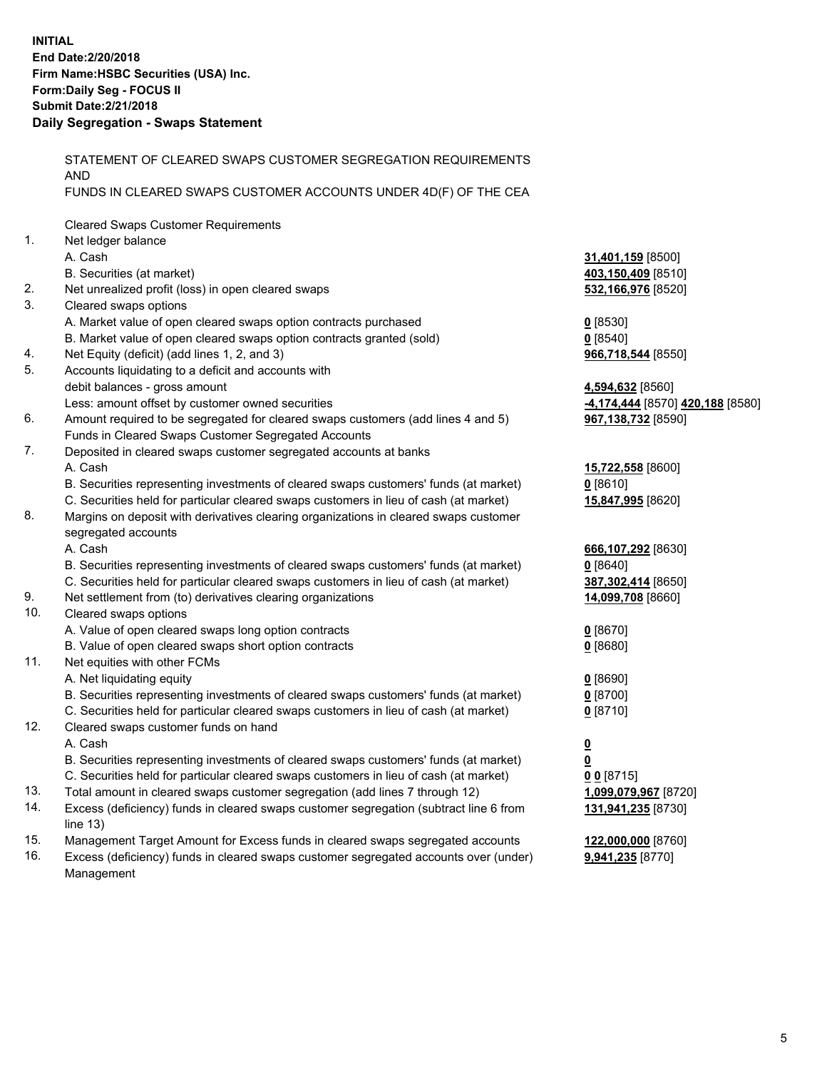**INITIAL**
**End Date:2/20/2018**
**Firm Name:HSBC Securities (USA) Inc.**
**Form:Daily Seg - FOCUS II**
**Submit Date:2/21/2018**
**Daily Segregation - Swaps Statement**

STATEMENT OF CLEARED SWAPS CUSTOMER SEGREGATION REQUIREMENTS AND FUNDS IN CLEARED SWAPS CUSTOMER ACCOUNTS UNDER 4D(F) OF THE CEA

| | | |
|---|---|---|
| | Cleared Swaps Customer Requirements | |
| 1. | Net ledger balance | |
| | A. Cash | **31,401,159** [8500] |
| | B. Securities (at market) | **403,150,409** [8510] |
| 2. | Net unrealized profit (loss) in open cleared swaps | **532,166,976** [8520] |
| 3. | Cleared swaps options | |
| | A. Market value of open cleared swaps option contracts purchased | **0** [8530] |
| | B. Market value of open cleared swaps option contracts granted (sold) | **0** [8540] |
| 4. | Net Equity (deficit) (add lines 1, 2, and 3) | **966,718,544** [8550] |
| 5. | Accounts liquidating to a deficit and accounts with debit balances - gross amount | **4,594,632** [8560] |
| | Less: amount offset by customer owned securities | **-4,174,444** [8570] **420,188** [8580] |
| 6. | Amount required to be segregated for cleared swaps customers (add lines 4 and 5) | **967,138,732** [8590] |
| | Funds in Cleared Swaps Customer Segregated Accounts | |
| 7. | Deposited in cleared swaps customer segregated accounts at banks | |
| | A. Cash | **15,722,558** [8600] |
| | B. Securities representing investments of cleared swaps customers' funds (at market) | **0** [8610] |
| | C. Securities held for particular cleared swaps customers in lieu of cash (at market) | **15,847,995** [8620] |
| 8. | Margins on deposit with derivatives clearing organizations in cleared swaps customer segregated accounts | |
| | A. Cash | **666,107,292** [8630] |
| | B. Securities representing investments of cleared swaps customers' funds (at market) | **0** [8640] |
| | C. Securities held for particular cleared swaps customers in lieu of cash (at market) | **387,302,414** [8650] |
| 9. | Net settlement from (to) derivatives clearing organizations | **14,099,708** [8660] |
| 10. | Cleared swaps options | |
| | A. Value of open cleared swaps long option contracts | **0** [8670] |
| | B. Value of open cleared swaps short option contracts | **0** [8680] |
| 11. | Net equities with other FCMs | |
| | A. Net liquidating equity | **0** [8690] |
| | B. Securities representing investments of cleared swaps customers' funds (at market) | **0** [8700] |
| | C. Securities held for particular cleared swaps customers in lieu of cash (at market) | **0** [8710] |
| 12. | Cleared swaps customer funds on hand | |
| | A. Cash | **0** |
| | B. Securities representing investments of cleared swaps customers' funds (at market) | **0** |
| | C. Securities held for particular cleared swaps customers in lieu of cash (at market) | **0** **0** [8715] |
| 13. | Total amount in cleared swaps customer segregation (add lines 7 through 12) | **1,099,079,967** [8720] |
| 14. | Excess (deficiency) funds in cleared swaps customer segregation (subtract line 6 from line 13) | **131,941,235** [8730] |
| 15. | Management Target Amount for Excess funds in cleared swaps segregated accounts | **122,000,000** [8760] |
| 16. | Excess (deficiency) funds in cleared swaps customer segregated accounts over (under) Management | **9,941,235** [8770] |